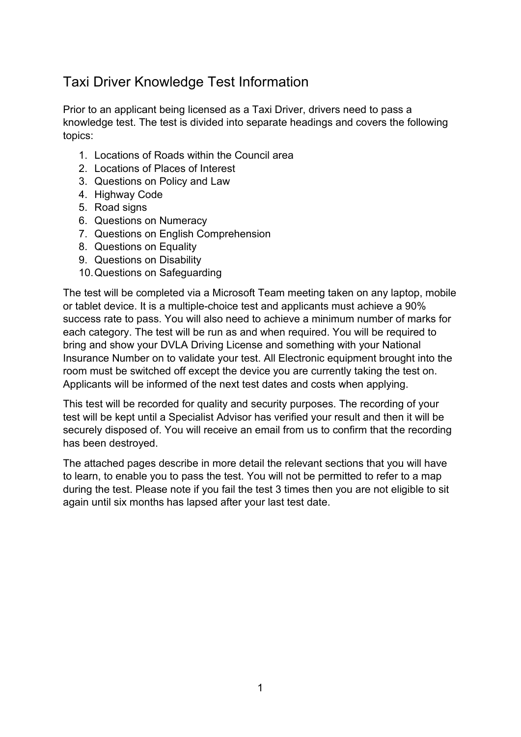# Taxi Driver Knowledge Test Information

Prior to an applicant being licensed as a Taxi Driver, drivers need to pass a knowledge test. The test is divided into separate headings and covers the following topics:

1. Locations of Roads within the Council area
2. Locations of Places of Interest
3. Questions on Policy and Law
4. Highway Code
5. Road signs
6. Questions on Numeracy
7. Questions on English Comprehension
8. Questions on Equality
9. Questions on Disability
10. Questions on Safeguarding

The test will be completed via a Microsoft Team meeting taken on any laptop, mobile or tablet device. It is a multiple-choice test and applicants must achieve a 90% success rate to pass. You will also need to achieve a minimum number of marks for each category. The test will be run as and when required. You will be required to bring and show your DVLA Driving License and something with your National Insurance Number on to validate your test. All Electronic equipment brought into the room must be switched off except the device you are currently taking the test on. Applicants will be informed of the next test dates and costs when applying.

This test will be recorded for quality and security purposes. The recording of your test will be kept until a Specialist Advisor has verified your result and then it will be securely disposed of. You will receive an email from us to confirm that the recording has been destroyed.

The attached pages describe in more detail the relevant sections that you will have to learn, to enable you to pass the test. You will not be permitted to refer to a map during the test. Please note if you fail the test 3 times then you are not eligible to sit again until six months has lapsed after your last test date.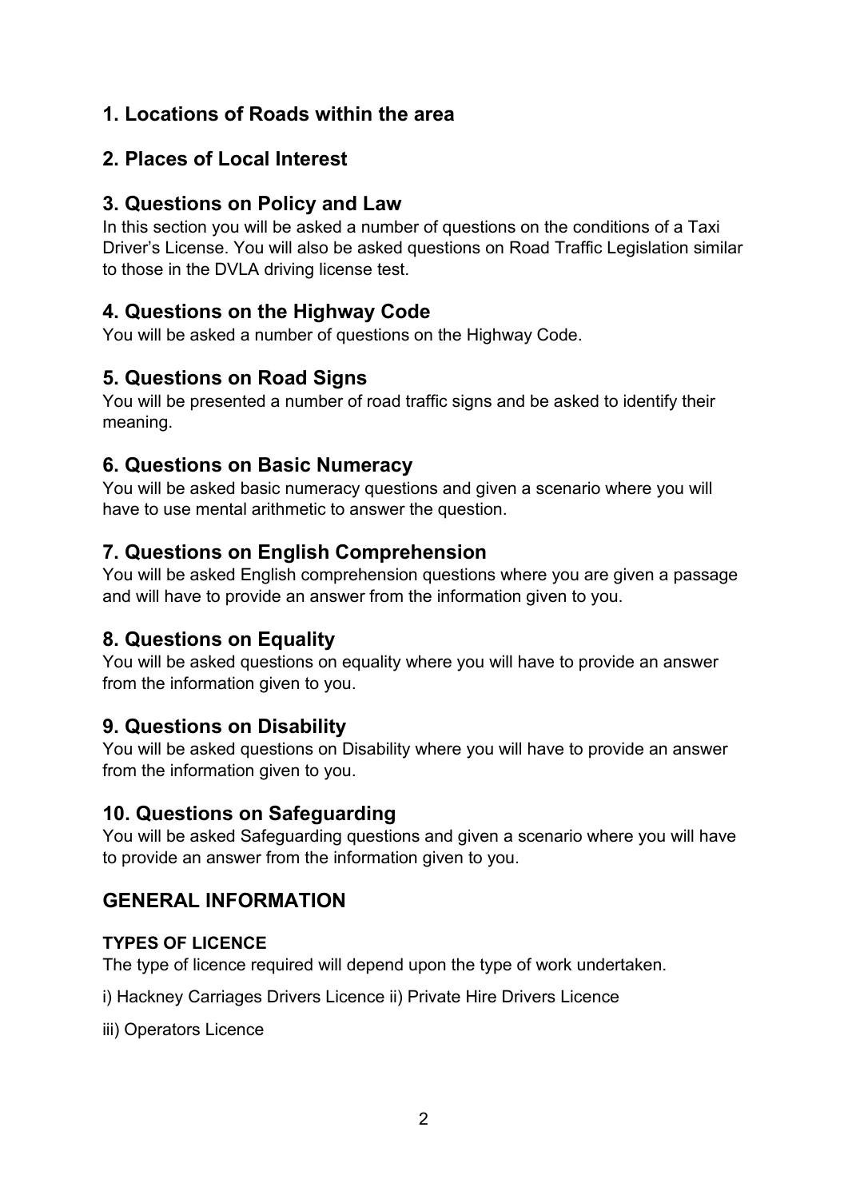### 1. Locations of Roads within the area

### 2. Places of Local Interest

### 3. Questions on Policy and Law

In this section you will be asked a number of questions on the conditions of a Taxi Driver's License. You will also be asked questions on Road Traffic Legislation similar to those in the DVLA driving license test.

### 4. Questions on the Highway Code

You will be asked a number of questions on the Highway Code.

### 5. Questions on Road Signs

You will be presented a number of road traffic signs and be asked to identify their meaning.

### 6. Questions on Basic Numeracy

You will be asked basic numeracy questions and given a scenario where you will have to use mental arithmetic to answer the question.

### 7. Questions on English Comprehension

You will be asked English comprehension questions where you are given a passage and will have to provide an answer from the information given to you.

### 8. Questions on Equality

You will be asked questions on equality where you will have to provide an answer from the information given to you.

### 9. Questions on Disability

You will be asked questions on Disability where you will have to provide an answer from the information given to you.

### 10. Questions on Safeguarding

You will be asked Safeguarding questions and given a scenario where you will have to provide an answer from the information given to you.

## GENERAL INFORMATION

**TYPES OF LICENCE**

The type of licence required will depend upon the type of work undertaken.

i) Hackney Carriages Drivers Licence ii) Private Hire Drivers Licence

iii) Operators Licence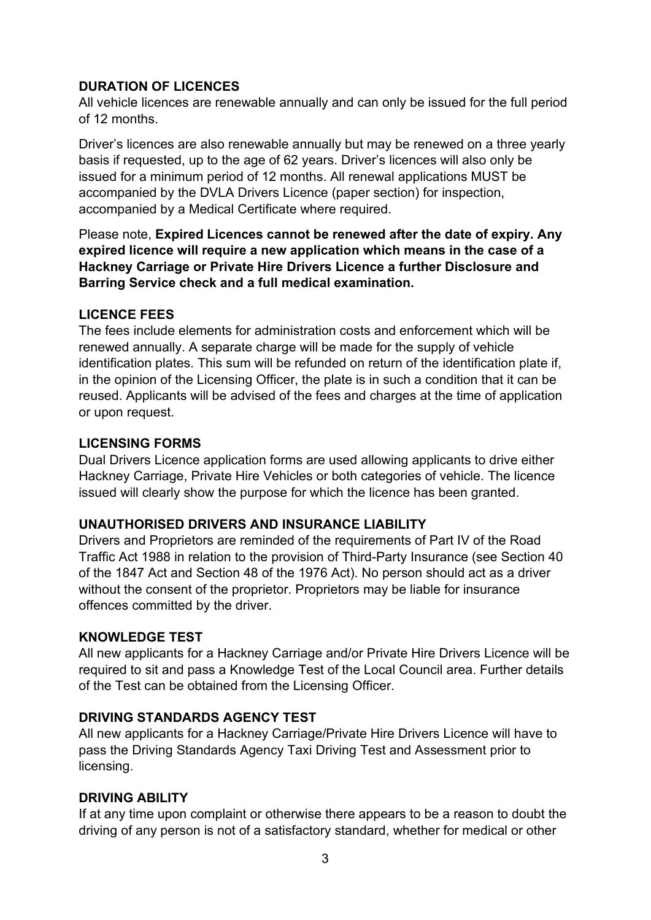## DURATION OF LICENCES

All vehicle licences are renewable annually and can only be issued for the full period of 12 months.

Driver's licences are also renewable annually but may be renewed on a three yearly basis if requested, up to the age of 62 years. Driver's licences will also only be issued for a minimum period of 12 months. All renewal applications MUST be accompanied by the DVLA Drivers Licence (paper section) for inspection, accompanied by a Medical Certificate where required.

Please note, **Expired Licences cannot be renewed after the date of expiry. Any expired licence will require a new application which means in the case of a Hackney Carriage or Private Hire Drivers Licence a further Disclosure and Barring Service check and a full medical examination.**

## LICENCE FEES

The fees include elements for administration costs and enforcement which will be renewed annually. A separate charge will be made for the supply of vehicle identification plates. This sum will be refunded on return of the identification plate if, in the opinion of the Licensing Officer, the plate is in such a condition that it can be reused. Applicants will be advised of the fees and charges at the time of application or upon request.

## LICENSING FORMS

Dual Drivers Licence application forms are used allowing applicants to drive either Hackney Carriage, Private Hire Vehicles or both categories of vehicle. The licence issued will clearly show the purpose for which the licence has been granted.

## UNAUTHORISED DRIVERS AND INSURANCE LIABILITY

Drivers and Proprietors are reminded of the requirements of Part IV of the Road Traffic Act 1988 in relation to the provision of Third-Party Insurance (see Section 40 of the 1847 Act and Section 48 of the 1976 Act). No person should act as a driver without the consent of the proprietor. Proprietors may be liable for insurance offences committed by the driver.

## KNOWLEDGE TEST

All new applicants for a Hackney Carriage and/or Private Hire Drivers Licence will be required to sit and pass a Knowledge Test of the Local Council area. Further details of the Test can be obtained from the Licensing Officer.

## DRIVING STANDARDS AGENCY TEST

All new applicants for a Hackney Carriage/Private Hire Drivers Licence will have to pass the Driving Standards Agency Taxi Driving Test and Assessment prior to licensing.

## DRIVING ABILITY

If at any time upon complaint or otherwise there appears to be a reason to doubt the driving of any person is not of a satisfactory standard, whether for medical or other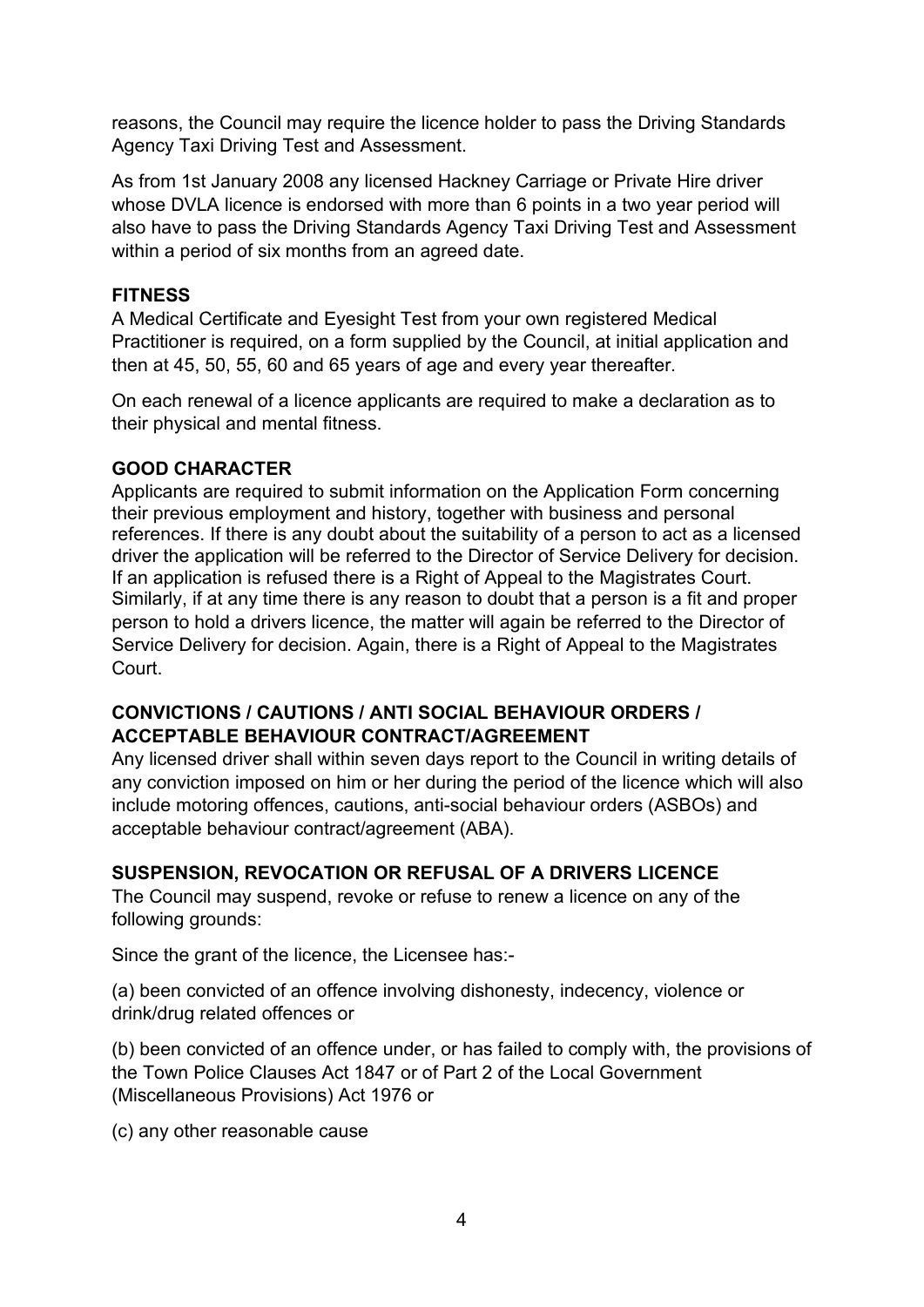reasons, the Council may require the licence holder to pass the Driving Standards Agency Taxi Driving Test and Assessment.

As from 1st January 2008 any licensed Hackney Carriage or Private Hire driver whose DVLA licence is endorsed with more than 6 points in a two year period will also have to pass the Driving Standards Agency Taxi Driving Test and Assessment within a period of six months from an agreed date.

**FITNESS**

A Medical Certificate and Eyesight Test from your own registered Medical Practitioner is required, on a form supplied by the Council, at initial application and then at 45, 50, 55, 60 and 65 years of age and every year thereafter.

On each renewal of a licence applicants are required to make a declaration as to their physical and mental fitness.

**GOOD CHARACTER**

Applicants are required to submit information on the Application Form concerning their previous employment and history, together with business and personal references. If there is any doubt about the suitability of a person to act as a licensed driver the application will be referred to the Director of Service Delivery for decision. If an application is refused there is a Right of Appeal to the Magistrates Court. Similarly, if at any time there is any reason to doubt that a person is a fit and proper person to hold a drivers licence, the matter will again be referred to the Director of Service Delivery for decision. Again, there is a Right of Appeal to the Magistrates Court.

**CONVICTIONS / CAUTIONS / ANTI SOCIAL BEHAVIOUR ORDERS / ACCEPTABLE BEHAVIOUR CONTRACT/AGREEMENT**

Any licensed driver shall within seven days report to the Council in writing details of any conviction imposed on him or her during the period of the licence which will also include motoring offences, cautions, anti-social behaviour orders (ASBOs) and acceptable behaviour contract/agreement (ABA).

**SUSPENSION, REVOCATION OR REFUSAL OF A DRIVERS LICENCE**

The Council may suspend, revoke or refuse to renew a licence on any of the following grounds:

Since the grant of the licence, the Licensee has:-

(a) been convicted of an offence involving dishonesty, indecency, violence or drink/drug related offences or

(b) been convicted of an offence under, or has failed to comply with, the provisions of the Town Police Clauses Act 1847 or of Part 2 of the Local Government (Miscellaneous Provisions) Act 1976 or

(c) any other reasonable cause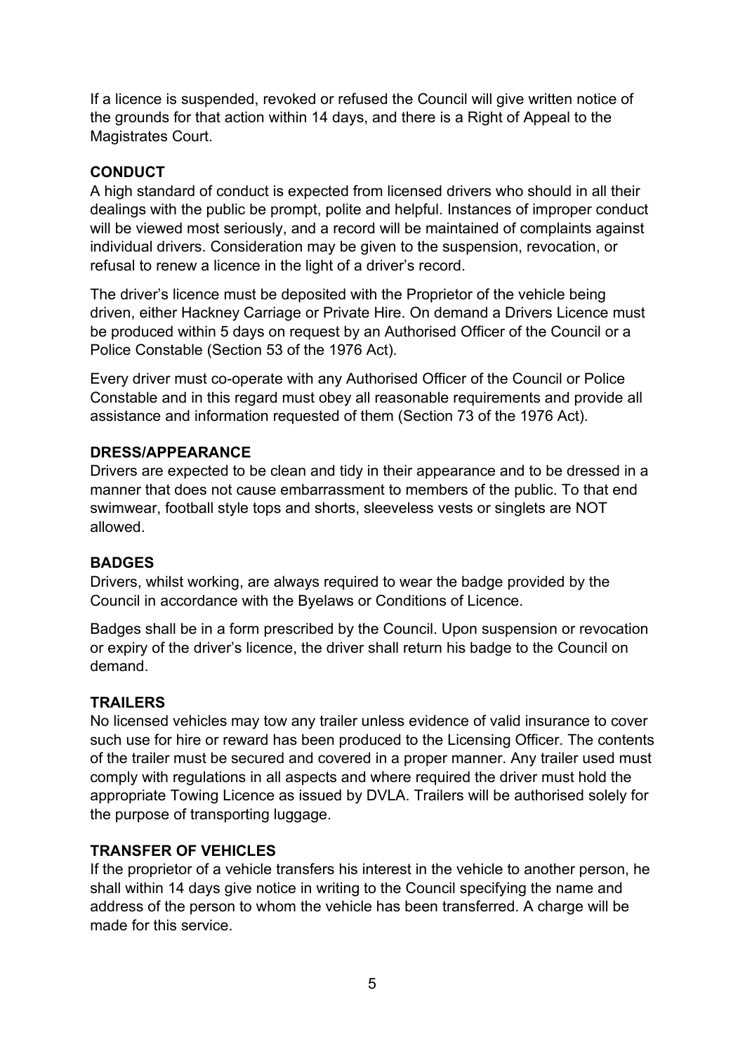If a licence is suspended, revoked or refused the Council will give written notice of the grounds for that action within 14 days, and there is a Right of Appeal to the Magistrates Court.

**CONDUCT**

A high standard of conduct is expected from licensed drivers who should in all their dealings with the public be prompt, polite and helpful. Instances of improper conduct will be viewed most seriously, and a record will be maintained of complaints against individual drivers. Consideration may be given to the suspension, revocation, or refusal to renew a licence in the light of a driver's record.

The driver's licence must be deposited with the Proprietor of the vehicle being driven, either Hackney Carriage or Private Hire. On demand a Drivers Licence must be produced within 5 days on request by an Authorised Officer of the Council or a Police Constable (Section 53 of the 1976 Act).

Every driver must co-operate with any Authorised Officer of the Council or Police Constable and in this regard must obey all reasonable requirements and provide all assistance and information requested of them (Section 73 of the 1976 Act).

**DRESS/APPEARANCE**

Drivers are expected to be clean and tidy in their appearance and to be dressed in a manner that does not cause embarrassment to members of the public. To that end swimwear, football style tops and shorts, sleeveless vests or singlets are NOT allowed.

**BADGES**

Drivers, whilst working, are always required to wear the badge provided by the Council in accordance with the Byelaws or Conditions of Licence.

Badges shall be in a form prescribed by the Council. Upon suspension or revocation or expiry of the driver's licence, the driver shall return his badge to the Council on demand.

**TRAILERS**

No licensed vehicles may tow any trailer unless evidence of valid insurance to cover such use for hire or reward has been produced to the Licensing Officer. The contents of the trailer must be secured and covered in a proper manner. Any trailer used must comply with regulations in all aspects and where required the driver must hold the appropriate Towing Licence as issued by DVLA. Trailers will be authorised solely for the purpose of transporting luggage.

**TRANSFER OF VEHICLES**

If the proprietor of a vehicle transfers his interest in the vehicle to another person, he shall within 14 days give notice in writing to the Council specifying the name and address of the person to whom the vehicle has been transferred. A charge will be made for this service.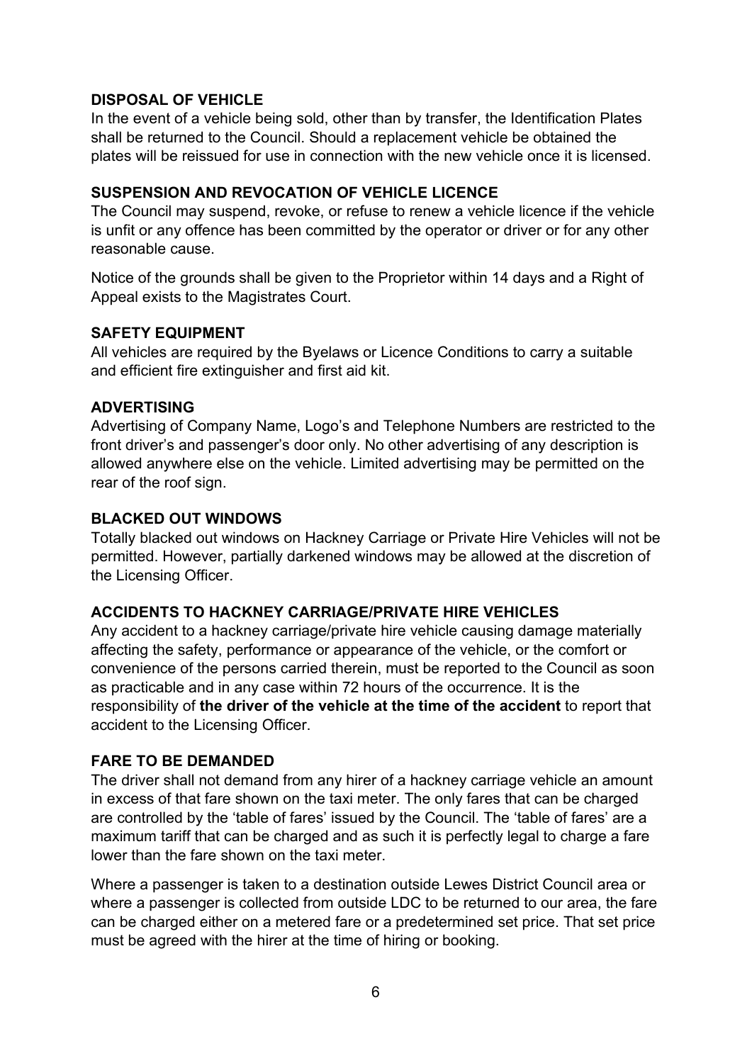## DISPOSAL OF VEHICLE

In the event of a vehicle being sold, other than by transfer, the Identification Plates shall be returned to the Council. Should a replacement vehicle be obtained the plates will be reissued for use in connection with the new vehicle once it is licensed.

## SUSPENSION AND REVOCATION OF VEHICLE LICENCE

The Council may suspend, revoke, or refuse to renew a vehicle licence if the vehicle is unfit or any offence has been committed by the operator or driver or for any other reasonable cause.

Notice of the grounds shall be given to the Proprietor within 14 days and a Right of Appeal exists to the Magistrates Court.

## SAFETY EQUIPMENT

All vehicles are required by the Byelaws or Licence Conditions to carry a suitable and efficient fire extinguisher and first aid kit.

## ADVERTISING

Advertising of Company Name, Logo's and Telephone Numbers are restricted to the front driver's and passenger's door only. No other advertising of any description is allowed anywhere else on the vehicle. Limited advertising may be permitted on the rear of the roof sign.

## BLACKED OUT WINDOWS

Totally blacked out windows on Hackney Carriage or Private Hire Vehicles will not be permitted. However, partially darkened windows may be allowed at the discretion of the Licensing Officer.

## ACCIDENTS TO HACKNEY CARRIAGE/PRIVATE HIRE VEHICLES

Any accident to a hackney carriage/private hire vehicle causing damage materially affecting the safety, performance or appearance of the vehicle, or the comfort or convenience of the persons carried therein, must be reported to the Council as soon as practicable and in any case within 72 hours of the occurrence. It is the responsibility of **the driver of the vehicle at the time of the accident** to report that accident to the Licensing Officer.

## FARE TO BE DEMANDED

The driver shall not demand from any hirer of a hackney carriage vehicle an amount in excess of that fare shown on the taxi meter. The only fares that can be charged are controlled by the 'table of fares' issued by the Council. The 'table of fares' are a maximum tariff that can be charged and as such it is perfectly legal to charge a fare lower than the fare shown on the taxi meter.

Where a passenger is taken to a destination outside Lewes District Council area or where a passenger is collected from outside LDC to be returned to our area, the fare can be charged either on a metered fare or a predetermined set price. That set price must be agreed with the hirer at the time of hiring or booking.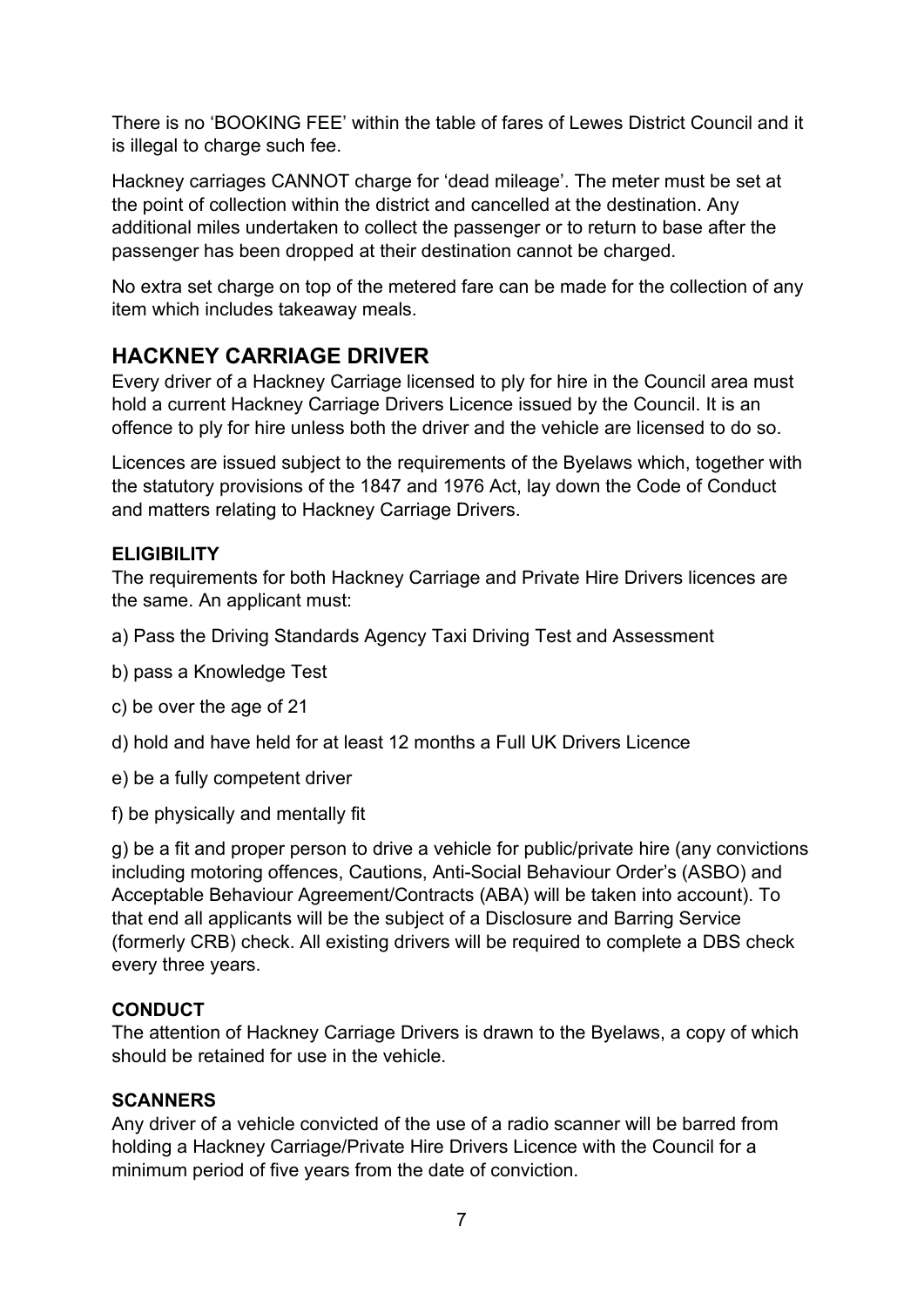There is no 'BOOKING FEE' within the table of fares of Lewes District Council and it is illegal to charge such fee.

Hackney carriages CANNOT charge for 'dead mileage'. The meter must be set at the point of collection within the district and cancelled at the destination. Any additional miles undertaken to collect the passenger or to return to base after the passenger has been dropped at their destination cannot be charged.

No extra set charge on top of the metered fare can be made for the collection of any item which includes takeaway meals.

## HACKNEY CARRIAGE DRIVER

Every driver of a Hackney Carriage licensed to ply for hire in the Council area must hold a current Hackney Carriage Drivers Licence issued by the Council. It is an offence to ply for hire unless both the driver and the vehicle are licensed to do so.

Licences are issued subject to the requirements of the Byelaws which, together with the statutory provisions of the 1847 and 1976 Act, lay down the Code of Conduct and matters relating to Hackney Carriage Drivers.

### ELIGIBILITY

The requirements for both Hackney Carriage and Private Hire Drivers licences are the same. An applicant must:

a) Pass the Driving Standards Agency Taxi Driving Test and Assessment

b) pass a Knowledge Test

c) be over the age of 21

d) hold and have held for at least 12 months a Full UK Drivers Licence

e) be a fully competent driver

f) be physically and mentally fit

g) be a fit and proper person to drive a vehicle for public/private hire (any convictions including motoring offences, Cautions, Anti-Social Behaviour Order's (ASBO) and Acceptable Behaviour Agreement/Contracts (ABA) will be taken into account). To that end all applicants will be the subject of a Disclosure and Barring Service (formerly CRB) check. All existing drivers will be required to complete a DBS check every three years.

### CONDUCT

The attention of Hackney Carriage Drivers is drawn to the Byelaws, a copy of which should be retained for use in the vehicle.

### SCANNERS

Any driver of a vehicle convicted of the use of a radio scanner will be barred from holding a Hackney Carriage/Private Hire Drivers Licence with the Council for a minimum period of five years from the date of conviction.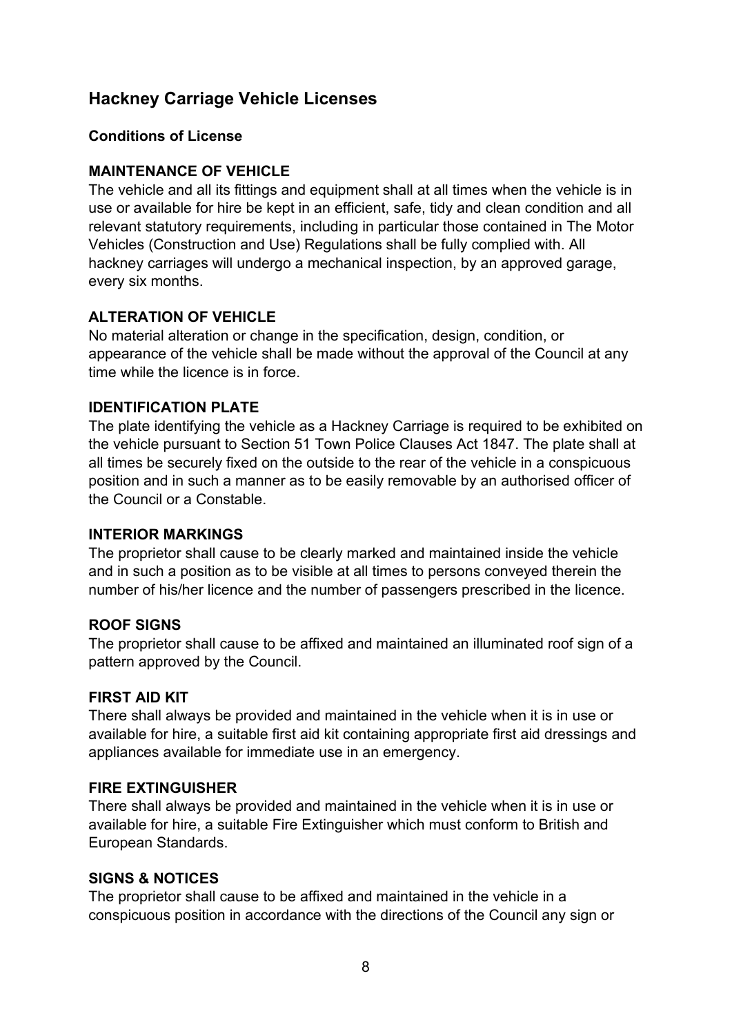## Hackney Carriage Vehicle Licenses

**Conditions of License**

**MAINTENANCE OF VEHICLE**

The vehicle and all its fittings and equipment shall at all times when the vehicle is in use or available for hire be kept in an efficient, safe, tidy and clean condition and all relevant statutory requirements, including in particular those contained in The Motor Vehicles (Construction and Use) Regulations shall be fully complied with. All hackney carriages will undergo a mechanical inspection, by an approved garage, every six months.

**ALTERATION OF VEHICLE**

No material alteration or change in the specification, design, condition, or appearance of the vehicle shall be made without the approval of the Council at any time while the licence is in force.

**IDENTIFICATION PLATE**

The plate identifying the vehicle as a Hackney Carriage is required to be exhibited on the vehicle pursuant to Section 51 Town Police Clauses Act 1847. The plate shall at all times be securely fixed on the outside to the rear of the vehicle in a conspicuous position and in such a manner as to be easily removable by an authorised officer of the Council or a Constable.

**INTERIOR MARKINGS**

The proprietor shall cause to be clearly marked and maintained inside the vehicle and in such a position as to be visible at all times to persons conveyed therein the number of his/her licence and the number of passengers prescribed in the licence.

**ROOF SIGNS**

The proprietor shall cause to be affixed and maintained an illuminated roof sign of a pattern approved by the Council.

**FIRST AID KIT**

There shall always be provided and maintained in the vehicle when it is in use or available for hire, a suitable first aid kit containing appropriate first aid dressings and appliances available for immediate use in an emergency.

**FIRE EXTINGUISHER**

There shall always be provided and maintained in the vehicle when it is in use or available for hire, a suitable Fire Extinguisher which must conform to British and European Standards.

**SIGNS & NOTICES**

The proprietor shall cause to be affixed and maintained in the vehicle in a conspicuous position in accordance with the directions of the Council any sign or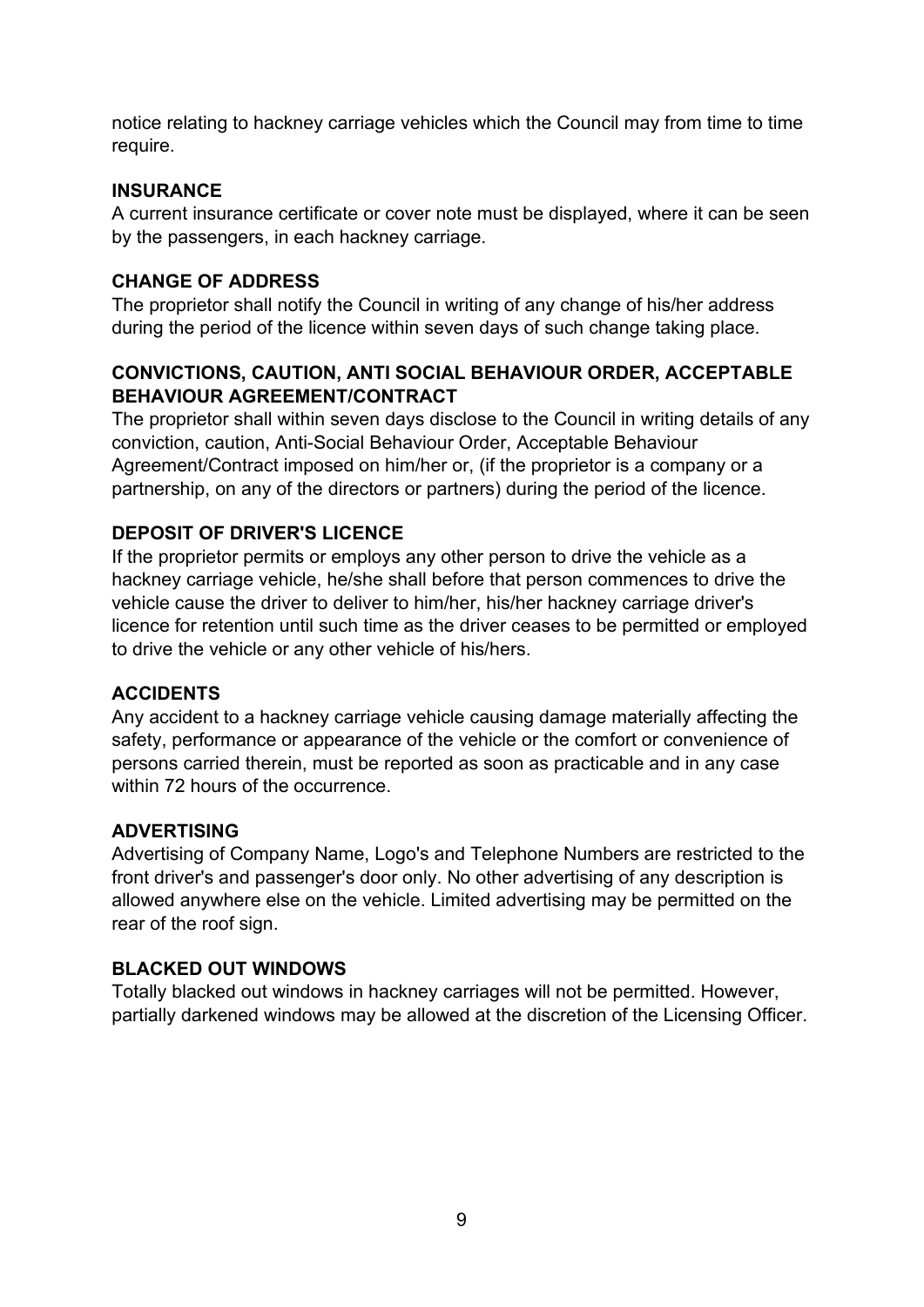notice relating to hackney carriage vehicles which the Council may from time to time require.

**INSURANCE**

A current insurance certificate or cover note must be displayed, where it can be seen by the passengers, in each hackney carriage.

**CHANGE OF ADDRESS**

The proprietor shall notify the Council in writing of any change of his/her address during the period of the licence within seven days of such change taking place.

**CONVICTIONS, CAUTION, ANTI SOCIAL BEHAVIOUR ORDER, ACCEPTABLE BEHAVIOUR AGREEMENT/CONTRACT**

The proprietor shall within seven days disclose to the Council in writing details of any conviction, caution, Anti-Social Behaviour Order, Acceptable Behaviour Agreement/Contract imposed on him/her or, (if the proprietor is a company or a partnership, on any of the directors or partners) during the period of the licence.

**DEPOSIT OF DRIVER'S LICENCE**

If the proprietor permits or employs any other person to drive the vehicle as a hackney carriage vehicle, he/she shall before that person commences to drive the vehicle cause the driver to deliver to him/her, his/her hackney carriage driver's licence for retention until such time as the driver ceases to be permitted or employed to drive the vehicle or any other vehicle of his/hers.

**ACCIDENTS**

Any accident to a hackney carriage vehicle causing damage materially affecting the safety, performance or appearance of the vehicle or the comfort or convenience of persons carried therein, must be reported as soon as practicable and in any case within 72 hours of the occurrence.

**ADVERTISING**

Advertising of Company Name, Logo's and Telephone Numbers are restricted to the front driver's and passenger's door only. No other advertising of any description is allowed anywhere else on the vehicle. Limited advertising may be permitted on the rear of the roof sign.

**BLACKED OUT WINDOWS**

Totally blacked out windows in hackney carriages will not be permitted. However, partially darkened windows may be allowed at the discretion of the Licensing Officer.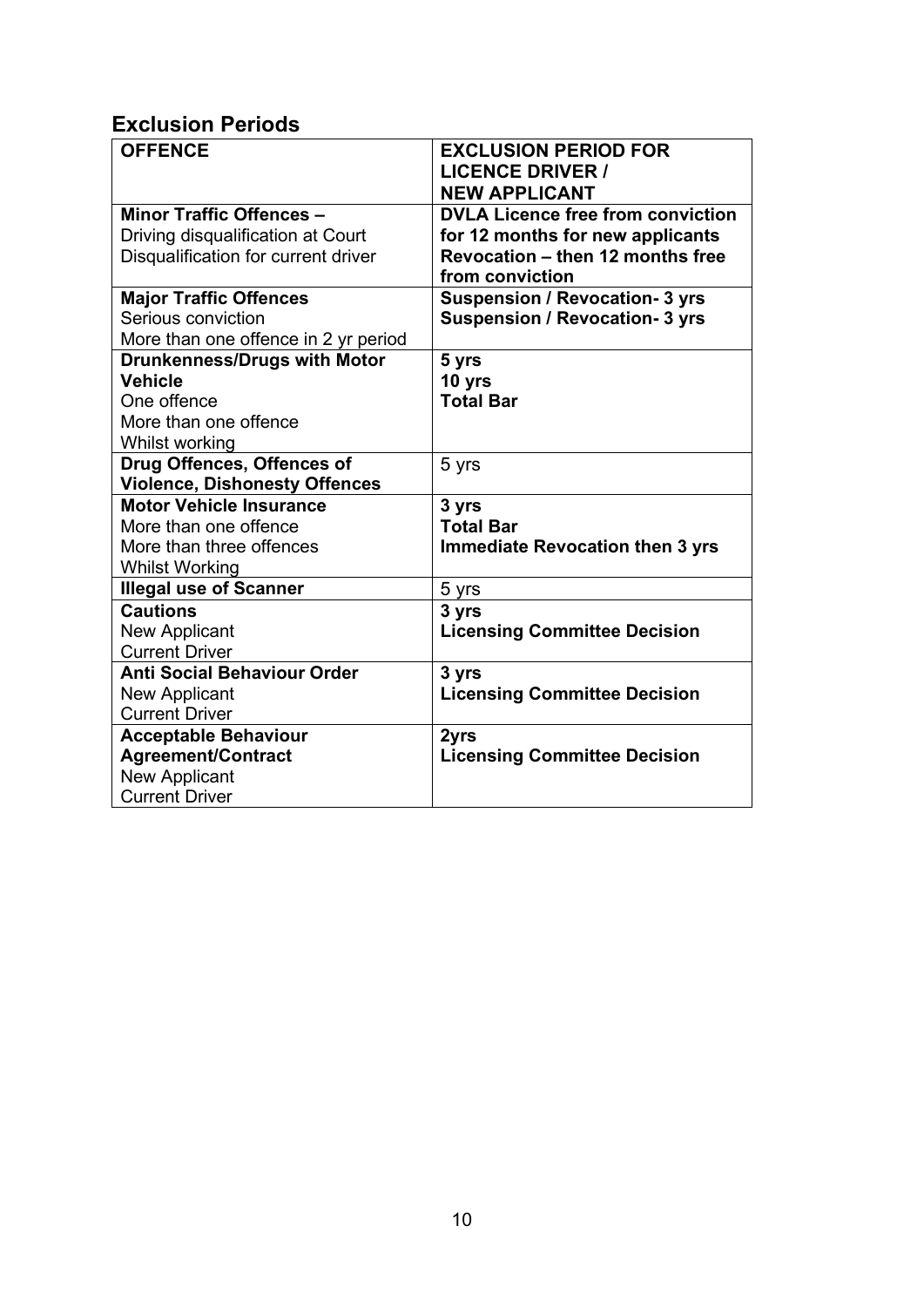## Exclusion Periods

| OFFENCE | EXCLUSION PERIOD FOR LICENCE DRIVER / NEW APPLICANT |
|---|---|
| **Minor Traffic Offences –**<br>Driving disqualification at Court<br>Disqualification for current driver | **DVLA Licence free from conviction for 12 months for new applicants**<br>**Revocation – then 12 months free from conviction** |
| **Major Traffic Offences**<br>Serious conviction<br>More than one offence in 2 yr period | **Suspension / Revocation- 3 yrs**<br>**Suspension / Revocation- 3 yrs** |
| **Drunkenness/Drugs with Motor Vehicle**<br>One offence<br>More than one offence<br>Whilst working | **5 yrs**<br>**10 yrs**<br>**Total Bar** |
| **Drug Offences, Offences of Violence, Dishonesty Offences** | 5 yrs |
| **Motor Vehicle Insurance**<br>More than one offence<br>More than three offences<br>Whilst Working | **3 yrs**<br>**Total Bar**<br>**Immediate Revocation then 3 yrs** |
| **Illegal use of Scanner** | 5 yrs |
| **Cautions**<br>New Applicant<br>Current Driver | **3 yrs**<br>**Licensing Committee Decision** |
| **Anti Social Behaviour Order**<br>New Applicant<br>Current Driver | **3 yrs**<br>**Licensing Committee Decision** |
| **Acceptable Behaviour Agreement/Contract**<br>New Applicant<br>Current Driver | **2yrs**<br>**Licensing Committee Decision** |